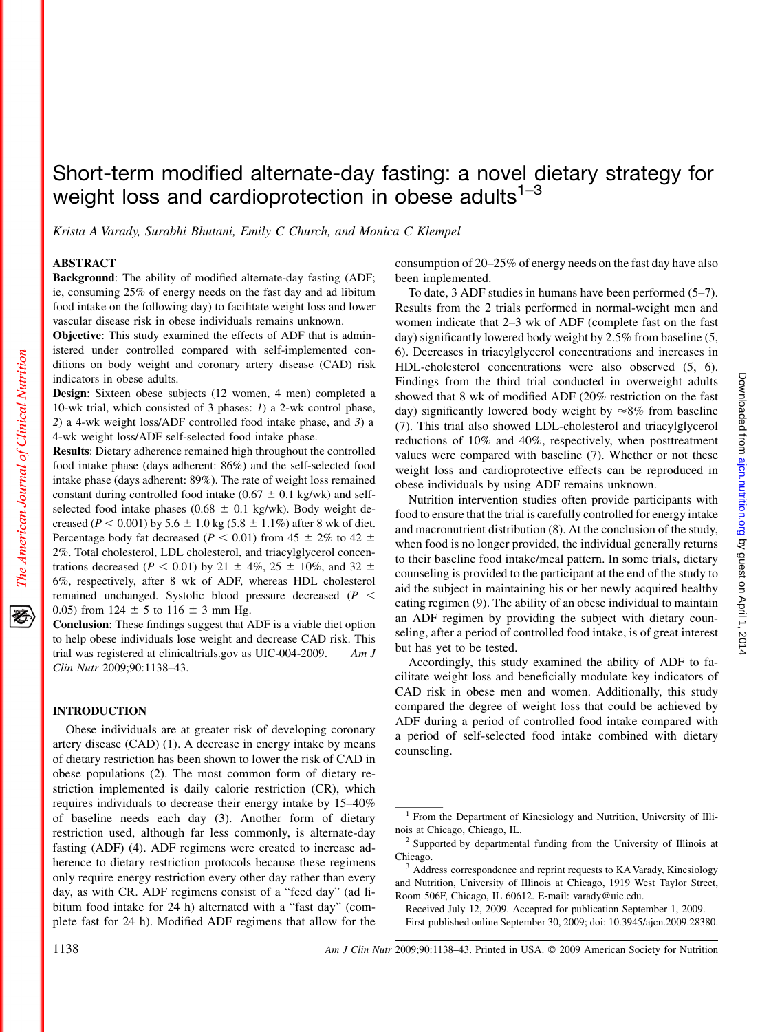# Short-term modified alternate-day fasting: a novel dietary strategy for weight loss and cardioprotection in obese adults[1–3]

*Krista A Varady, Surabhi Bhutani, Emily C Church, and Monica C Klempel*

## ABSTRACT

**Background**: The ability of modified alternate-day fasting (ADF; ie, consuming 25% of energy needs on the fast day and ad libitum food intake on the following day) to facilitate weight loss and lower vascular disease risk in obese individuals remains unknown.

**Objective**: This study examined the effects of ADF that is administered under controlled compared with self-implemented conditions on body weight and coronary artery disease (CAD) risk indicators in obese adults.

**Design**: Sixteen obese subjects (12 women, 4 men) completed a 10-wk trial, which consisted of 3 phases: *1*) a 2-wk control phase, *2*) a 4-wk weight loss/ADF controlled food intake phase, and *3*) a 4-wk weight loss/ADF self-selected food intake phase.

**Results**: Dietary adherence remained high throughout the controlled food intake phase (days adherent: 86%) and the self-selected food intake phase (days adherent: 89%). The rate of weight loss remained constant during controlled food intake ($0.67 \pm 0.1$ kg/wk) and self-selected food intake phases ($0.68 \pm 0.1$ kg/wk). Body weight decreased ($P < 0.001$) by $5.6 \pm 1.0$ kg ($5.8 \pm 1.1\%$) after 8 wk of diet. Percentage body fat decreased ($P < 0.01$) from $45 \pm 2\%$ to $42 \pm 2\%$. Total cholesterol, LDL cholesterol, and triacylglycerol concentrations decreased ($P < 0.01$) by $21 \pm 4\%$, $25 \pm 10\%$, and $32 \pm 6\%$, respectively, after 8 wk of ADF, whereas HDL cholesterol remained unchanged. Systolic blood pressure decreased ($P < 0.05$) from $124 \pm 5$ to $116 \pm 3$ mm Hg.

**Conclusion**: These findings suggest that ADF is a viable diet option to help obese individuals lose weight and decrease CAD risk. This trial was registered at clinicaltrials.gov as UIC-004-2009. *Am J Clin Nutr* 2009;90:1138–43.

## INTRODUCTION

Obese individuals are at greater risk of developing coronary artery disease (CAD) (1). A decrease in energy intake by means of dietary restriction has been shown to lower the risk of CAD in obese populations (2). The most common form of dietary restriction implemented is daily calorie restriction (CR), which requires individuals to decrease their energy intake by 15–40% of baseline needs each day (3). Another form of dietary restriction used, although far less commonly, is alternate-day fasting (ADF) (4). ADF regimens were created to increase adherence to dietary restriction protocols because these regimens only require energy restriction every other day rather than every day, as with CR. ADF regimens consist of a "feed day" (ad libitum food intake for 24 h) alternated with a "fast day" (complete fast for 24 h). Modified ADF regimens that allow for the consumption of 20–25% of energy needs on the fast day have also been implemented.

To date, 3 ADF studies in humans have been performed (5–7). Results from the 2 trials performed in normal-weight men and women indicate that 2–3 wk of ADF (complete fast on the fast day) significantly lowered body weight by 2.5% from baseline (5, 6). Decreases in triacylglycerol concentrations and increases in HDL-cholesterol concentrations were also observed (5, 6). Findings from the third trial conducted in overweight adults showed that 8 wk of modified ADF (20% restriction on the fast day) significantly lowered body weight by ≈8% from baseline (7). This trial also showed LDL-cholesterol and triacylglycerol reductions of 10% and 40%, respectively, when posttreatment values were compared with baseline (7). Whether or not these weight loss and cardioprotective effects can be reproduced in obese individuals by using ADF remains unknown.

Nutrition intervention studies often provide participants with food to ensure that the trial is carefully controlled for energy intake and macronutrient distribution (8). At the conclusion of the study, when food is no longer provided, the individual generally returns to their baseline food intake/meal pattern. In some trials, dietary counseling is provided to the participant at the end of the study to aid the subject in maintaining his or her newly acquired healthy eating regimen (9). The ability of an obese individual to maintain an ADF regimen by providing the subject with dietary counseling, after a period of controlled food intake, is of great interest but has yet to be tested.

Accordingly, this study examined the ability of ADF to facilitate weight loss and beneficially modulate key indicators of CAD risk in obese men and women. Additionally, this study compared the degree of weight loss that could be achieved by ADF during a period of controlled food intake compared with a period of self-selected food intake combined with dietary counseling.

---

[1] From the Department of Kinesiology and Nutrition, University of Illinois at Chicago, Chicago, IL.

[2] Supported by departmental funding from the University of Illinois at Chicago.

[3] Address correspondence and reprint requests to KA Varady, Kinesiology and Nutrition, University of Illinois at Chicago, 1919 West Taylor Street, Room 506F, Chicago, IL 60612. E-mail: varady@uic.edu.

Received July 12, 2009. Accepted for publication September 1, 2009.

First published online September 30, 2009; doi: 10.3945/ajcn.2009.28380.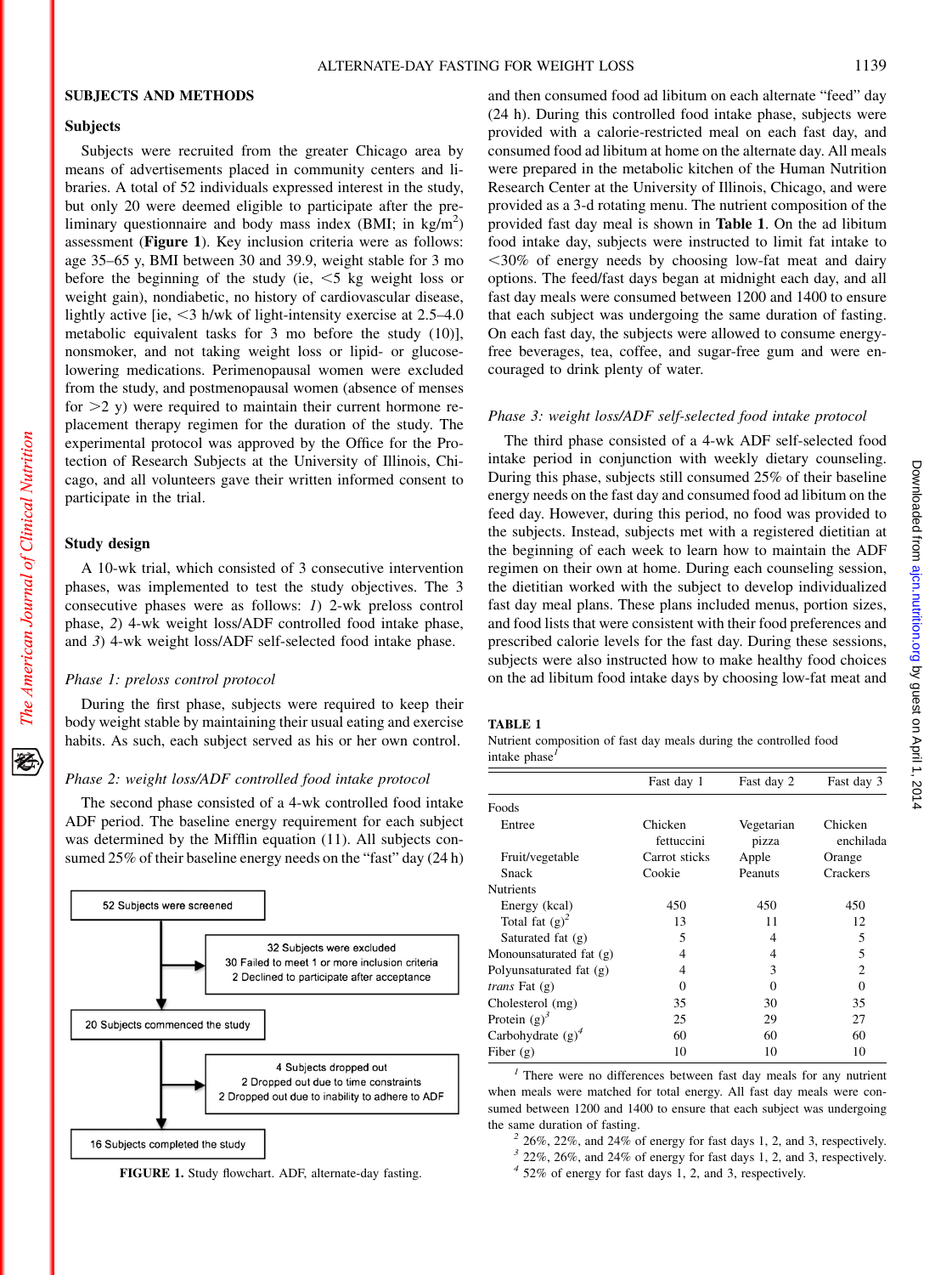## SUBJECTS AND METHODS

### Subjects

Subjects were recruited from the greater Chicago area by means of advertisements placed in community centers and libraries. A total of 52 individuals expressed interest in the study, but only 20 were deemed eligible to participate after the preliminary questionnaire and body mass index (BMI; in kg/m$^2$) assessment (**Figure 1**). Key inclusion criteria were as follows: age 35–65 y, BMI between 30 and 39.9, weight stable for 3 mo before the beginning of the study (ie, <5 kg weight loss or weight gain), nondiabetic, no history of cardiovascular disease, lightly active [ie, <3 h/wk of light-intensity exercise at 2.5–4.0 metabolic equivalent tasks for 3 mo before the study (10)], nonsmoker, and not taking weight loss or lipid- or glucose-lowering medications. Perimenopausal women were excluded from the study, and postmenopausal women (absence of menses for >2 y) were required to maintain their current hormone replacement therapy regimen for the duration of the study. The experimental protocol was approved by the Office for the Protection of Research Subjects at the University of Illinois, Chicago, and all volunteers gave their written informed consent to participate in the trial.

### Study design

A 10-wk trial, which consisted of 3 consecutive intervention phases, was implemented to test the study objectives. The 3 consecutive phases were as follows: *1*) 2-wk preloss control phase, *2*) 4-wk weight loss/ADF controlled food intake phase, and *3*) 4-wk weight loss/ADF self-selected food intake phase.

#### *Phase 1: preloss control protocol*

During the first phase, subjects were required to keep their body weight stable by maintaining their usual eating and exercise habits. As such, each subject served as his or her own control.

#### *Phase 2: weight loss/ADF controlled food intake protocol*

The second phase consisted of a 4-wk controlled food intake ADF period. The baseline energy requirement for each subject was determined by the Mifflin equation (11). All subjects consumed 25% of their baseline energy needs on the "fast" day (24 h) and then consumed food ad libitum on each alternate "feed" day (24 h). During this controlled food intake phase, subjects were provided with a calorie-restricted meal on each fast day, and consumed food ad libitum at home on the alternate day. All meals were prepared in the metabolic kitchen of the Human Nutrition Research Center at the University of Illinois, Chicago, and were provided as a 3-d rotating menu. The nutrient composition of the provided fast day meal is shown in **Table 1**. On the ad libitum food intake day, subjects were instructed to limit fat intake to <30% of energy needs by choosing low-fat meat and dairy options. The feed/fast days began at midnight each day, and all fast day meals were consumed between 1200 and 1400 to ensure that each subject was undergoing the same duration of fasting. On each fast day, the subjects were allowed to consume energy-free beverages, tea, coffee, and sugar-free gum and were encouraged to drink plenty of water.

52 Subjects were screened
→ 32 Subjects were excluded: 30 Failed to meet 1 or more inclusion criteria; 2 Declined to participate after acceptance
20 Subjects commenced the study
→ 4 Subjects dropped out: 2 Dropped out due to time constraints; 2 Dropped out due to inability to adhere to ADF
16 Subjects completed the study

**FIGURE 1.** Study flowchart. ADF, alternate-day fasting.

#### *Phase 3: weight loss/ADF self-selected food intake protocol*

The third phase consisted of a 4-wk ADF self-selected food intake period in conjunction with weekly dietary counseling. During this phase, subjects still consumed 25% of their baseline energy needs on the fast day and consumed food ad libitum on the feed day. However, during this period, no food was provided to the subjects. Instead, subjects met with a registered dietitian at the beginning of each week to learn how to maintain the ADF regimen on their own at home. During each counseling session, the dietitian worked with the subject to develop individualized fast day meal plans. These plans included menus, portion sizes, and food lists that were consistent with their food preferences and prescribed calorie levels for the fast day. During these sessions, subjects were also instructed how to make healthy food choices on the ad libitum food intake days by choosing low-fat meat and

**TABLE 1**
Nutrient composition of fast day meals during the controlled food intake phase[1]

| | Fast day 1 | Fast day 2 | Fast day 3 |
|---|---|---|---|
| Foods | | | |
| Entree | Chicken fettuccini | Vegetarian pizza | Chicken enchilada |
| Fruit/vegetable | Carrot sticks | Apple | Orange |
| Snack | Cookie | Peanuts | Crackers |
| Nutrients | | | |
| Energy (kcal) | 450 | 450 | 450 |
| Total fat (g)[2] | 13 | 11 | 12 |
| Saturated fat (g) | 5 | 4 | 5 |
| Monounsaturated fat (g) | 4 | 4 | 5 |
| Polyunsaturated fat (g) | 4 | 3 | 2 |
| *trans* Fat (g) | 0 | 0 | 0 |
| Cholesterol (mg) | 35 | 30 | 35 |
| Protein (g)[3] | 25 | 29 | 27 |
| Carbohydrate (g)[4] | 60 | 60 | 60 |
| Fiber (g) | 10 | 10 | 10 |

[1] There were no differences between fast day meals for any nutrient when meals were matched for total energy. All fast day meals were consumed between 1200 and 1400 to ensure that each subject was undergoing the same duration of fasting.
[2] 26%, 22%, and 24% of energy for fast days 1, 2, and 3, respectively.
[3] 22%, 26%, and 24% of energy for fast days 1, 2, and 3, respectively.
[4] 52% of energy for fast days 1, 2, and 3, respectively.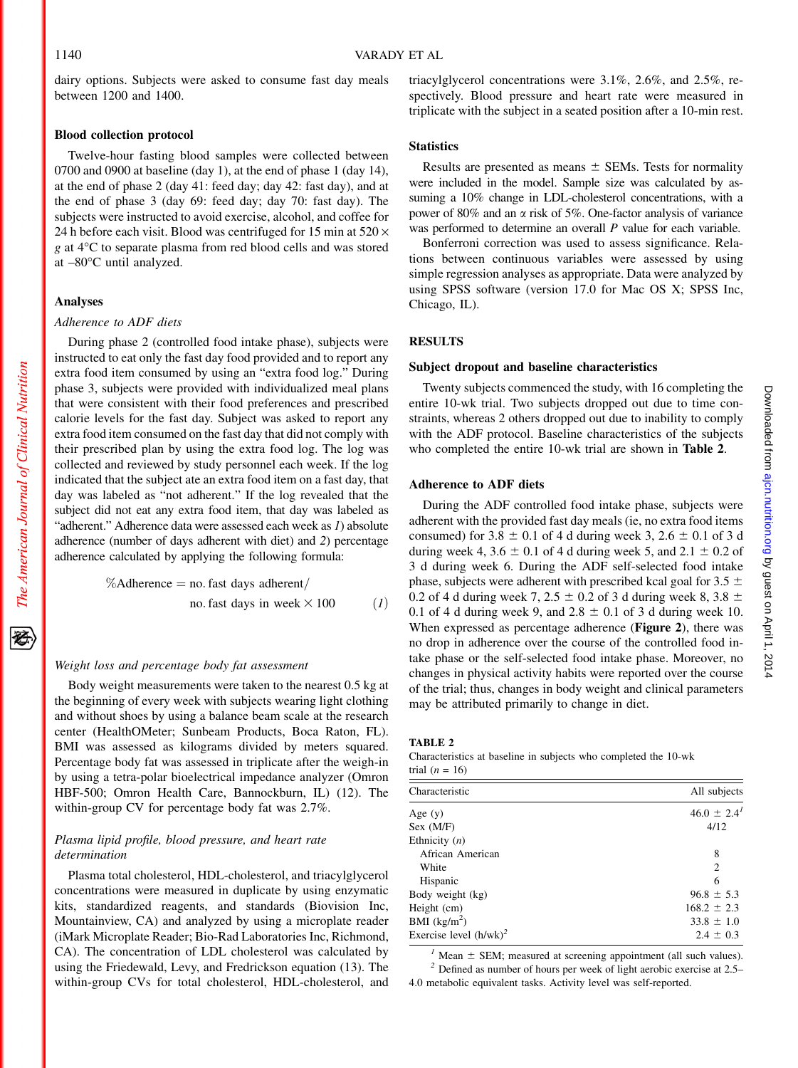dairy options. Subjects were asked to consume fast day meals between 1200 and 1400.

### Blood collection protocol

Twelve-hour fasting blood samples were collected between 0700 and 0900 at baseline (day 1), at the end of phase 1 (day 14), at the end of phase 2 (day 41: feed day; day 42: fast day), and at the end of phase 3 (day 69: feed day; day 70: fast day). The subjects were instructed to avoid exercise, alcohol, and coffee for 24 h before each visit. Blood was centrifuged for 15 min at 520 × *g* at 4°C to separate plasma from red blood cells and was stored at –80°C until analyzed.

### Analyses

#### *Adherence to ADF diets*

During phase 2 (controlled food intake phase), subjects were instructed to eat only the fast day food provided and to report any extra food item consumed by using an "extra food log." During phase 3, subjects were provided with individualized meal plans that were consistent with their food preferences and prescribed calorie levels for the fast day. Subject was asked to report any extra food item consumed on the fast day that did not comply with their prescribed plan by using the extra food log. The log was collected and reviewed by study personnel each week. If the log indicated that the subject ate an extra food item on a fast day, that day was labeled as "not adherent." If the log revealed that the subject did not eat any extra food item, that day was labeled as "adherent." Adherence data were assessed each week as *1*) absolute adherence (number of days adherent with diet) and *2*) percentage adherence calculated by applying the following formula:

$$\%\text{Adherence} = \text{no. fast days adherent}/\text{no. fast days in week} \times 100 \qquad (1)$$

#### *Weight loss and percentage body fat assessment*

Body weight measurements were taken to the nearest 0.5 kg at the beginning of every week with subjects wearing light clothing and without shoes by using a balance beam scale at the research center (HealthOMeter; Sunbeam Products, Boca Raton, FL). BMI was assessed as kilograms divided by meters squared. Percentage body fat was assessed in triplicate after the weigh-in by using a tetra-polar bioelectrical impedance analyzer (Omron HBF-500; Omron Health Care, Bannockburn, IL) (12). The within-group CV for percentage body fat was 2.7%.

#### *Plasma lipid profile, blood pressure, and heart rate determination*

Plasma total cholesterol, HDL-cholesterol, and triacylglycerol concentrations were measured in duplicate by using enzymatic kits, standardized reagents, and standards (Biovision Inc, Mountainview, CA) and analyzed by using a microplate reader (iMark Microplate Reader; Bio-Rad Laboratories Inc, Richmond, CA). The concentration of LDL cholesterol was calculated by using the Friedewald, Levy, and Fredrickson equation (13). The within-group CVs for total cholesterol, HDL-cholesterol, and triacylglycerol concentrations were 3.1%, 2.6%, and 2.5%, respectively. Blood pressure and heart rate were measured in triplicate with the subject in a seated position after a 10-min rest.

### Statistics

Results are presented as means ± SEMs. Tests for normality were included in the model. Sample size was calculated by assuming a 10% change in LDL-cholesterol concentrations, with a power of 80% and an $\alpha$ risk of 5%. One-factor analysis of variance was performed to determine an overall *P* value for each variable.

Bonferroni correction was used to assess significance. Relations between continuous variables were assessed by using simple regression analyses as appropriate. Data were analyzed by using SPSS software (version 17.0 for Mac OS X; SPSS Inc, Chicago, IL).

## RESULTS

### Subject dropout and baseline characteristics

Twenty subjects commenced the study, with 16 completing the entire 10-wk trial. Two subjects dropped out due to time constraints, whereas 2 others dropped out due to inability to comply with the ADF protocol. Baseline characteristics of the subjects who completed the entire 10-wk trial are shown in **Table 2**.

### Adherence to ADF diets

During the ADF controlled food intake phase, subjects were adherent with the provided fast day meals (ie, no extra food items consumed) for 3.8 ± 0.1 of 4 d during week 3, 2.6 ± 0.1 of 3 d during week 4, 3.6 ± 0.1 of 4 d during week 5, and 2.1 ± 0.2 of 3 d during week 6. During the ADF self-selected food intake phase, subjects were adherent with prescribed kcal goal for 3.5 ± 0.2 of 4 d during week 7, 2.5 ± 0.2 of 3 d during week 8, 3.8 ± 0.1 of 4 d during week 9, and 2.8 ± 0.1 of 3 d during week 10. When expressed as percentage adherence (**Figure 2**), there was no drop in adherence over the course of the controlled food intake phase or the self-selected food intake phase. Moreover, no changes in physical activity habits were reported over the course of the trial; thus, changes in body weight and clinical parameters may be attributed primarily to change in diet.

**TABLE 2**
Characteristics at baseline in subjects who completed the 10-wk trial (*n* = 16)

| Characteristic | All subjects |
|---|---|
| Age (y) | 46.0 ± 2.4[1] |
| Sex (M/F) | 4/12 |
| Ethnicity (*n*) | |
| African American | 8 |
| White | 2 |
| Hispanic | 6 |
| Body weight (kg) | 96.8 ± 5.3 |
| Height (cm) | 168.2 ± 2.3 |
| BMI (kg/m$^2$) | 33.8 ± 1.0 |
| Exercise level (h/wk)[2] | 2.4 ± 0.3 |

[1] Mean ± SEM; measured at screening appointment (all such values).
[2] Defined as number of hours per week of light aerobic exercise at 2.5–4.0 metabolic equivalent tasks. Activity level was self-reported.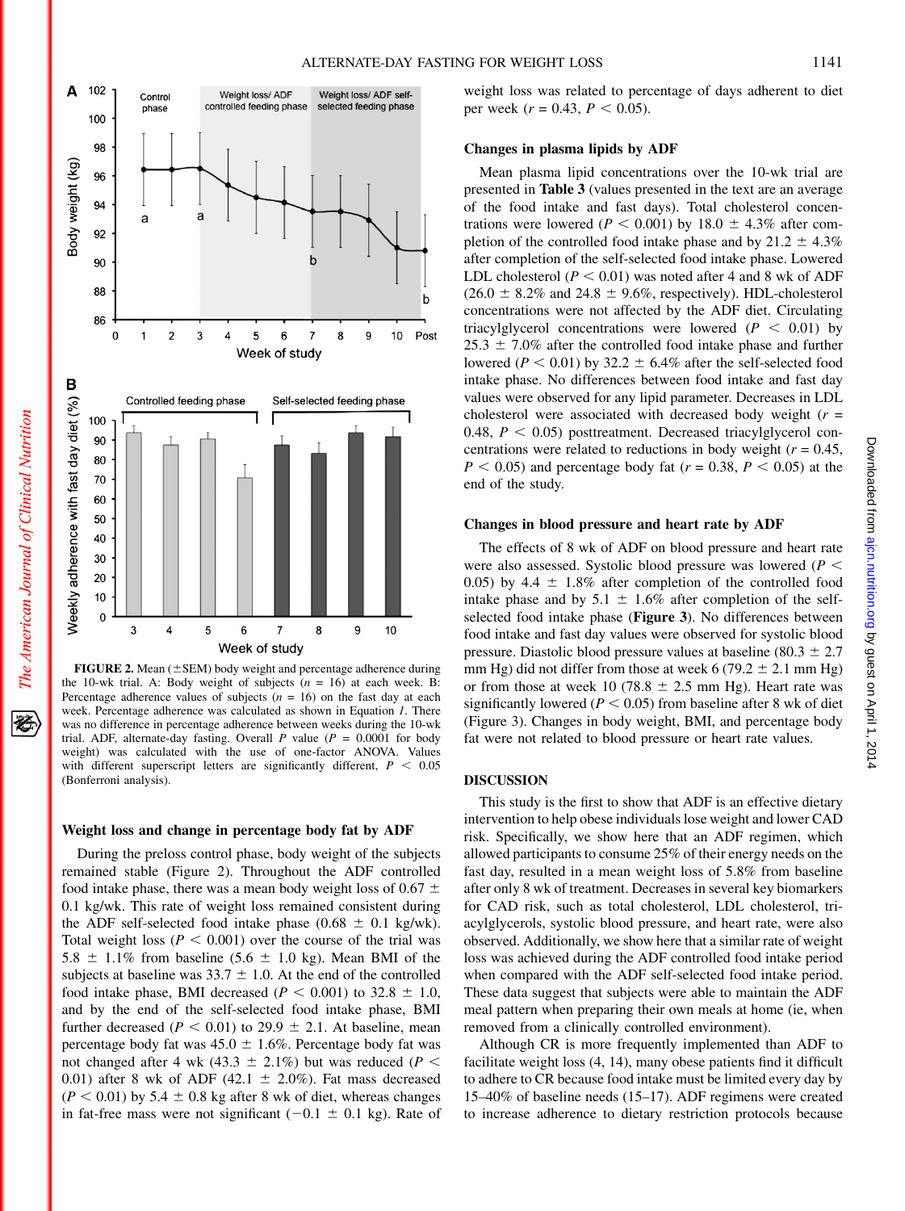FIGURE 2. Mean (±SEM) body weight and percentage adherence during the 10-wk trial. A: Body weight of subjects ($n$ = 16) at each week. B: Percentage adherence values of subjects ($n$ = 16) on the fast day at each week. Percentage adherence was calculated as shown in Equation 1. There was no difference in percentage adherence between weeks during the 10-wk trial. ADF, alternate-day fasting. Overall $P$ value ($P$ = 0.0001 for body weight) was calculated with the use of one-factor ANOVA. Values with different superscript letters are significantly different, $P$ < 0.05 (Bonferroni analysis).

## Weight loss and change in percentage body fat by ADF

During the preloss control phase, body weight of the subjects remained stable (Figure 2). Throughout the ADF controlled food intake phase, there was a mean body weight loss of 0.67 ± 0.1 kg/wk. This rate of weight loss remained consistent during the ADF self-selected food intake phase (0.68 ± 0.1 kg/wk). Total weight loss ($P$ < 0.001) over the course of the trial was 5.8 ± 1.1% from baseline (5.6 ± 1.0 kg). Mean BMI of the subjects at baseline was 33.7 ± 1.0. At the end of the controlled food intake phase, BMI decreased ($P$ < 0.001) to 32.8 ± 1.0, and by the end of the self-selected food intake phase, BMI further decreased ($P$ < 0.01) to 29.9 ± 2.1. At baseline, mean percentage body fat was 45.0 ± 1.6%. Percentage body fat was not changed after 4 wk (43.3 ± 2.1%) but was reduced ($P$ < 0.01) after 8 wk of ADF (42.1 ± 2.0%). Fat mass decreased ($P$ < 0.01) by 5.4 ± 0.8 kg after 8 wk of diet, whereas changes in fat-free mass were not significant (−0.1 ± 0.1 kg). Rate of weight loss was related to percentage of days adherent to diet per week ($r$ = 0.43, $P$ < 0.05).

## Changes in plasma lipids by ADF

Mean plasma lipid concentrations over the 10-wk trial are presented in **Table 3** (values presented in the text are an average of the food intake and fast days). Total cholesterol concentrations were lowered ($P$ < 0.001) by 18.0 ± 4.3% after completion of the controlled food intake phase and by 21.2 ± 4.3% after completion of the self-selected food intake phase. Lowered LDL cholesterol ($P$ < 0.01) was noted after 4 and 8 wk of ADF (26.0 ± 8.2% and 24.8 ± 9.6%, respectively). HDL-cholesterol concentrations were not affected by the ADF diet. Circulating triacylglycerol concentrations were lowered ($P$ < 0.01) by 25.3 ± 7.0% after the controlled food intake phase and further lowered ($P$ < 0.01) by 32.2 ± 6.4% after the self-selected food intake phase. No differences between food intake and fast day values were observed for any lipid parameter. Decreases in LDL cholesterol were associated with decreased body weight ($r$ = 0.48, $P$ < 0.05) posttreatment. Decreased triacylglycerol concentrations were related to reductions in body weight ($r$ = 0.45, $P$ < 0.05) and percentage body fat ($r$ = 0.38, $P$ < 0.05) at the end of the study.

## Changes in blood pressure and heart rate by ADF

The effects of 8 wk of ADF on blood pressure and heart rate were also assessed. Systolic blood pressure was lowered ($P$ < 0.05) by 4.4 ± 1.8% after completion of the controlled food intake phase and by 5.1 ± 1.6% after completion of the self-selected food intake phase (**Figure 3**). No differences between food intake and fast day values were observed for systolic blood pressure. Diastolic blood pressure values at baseline (80.3 ± 2.7 mm Hg) did not differ from those at week 6 (79.2 ± 2.1 mm Hg) or from those at week 10 (78.8 ± 2.5 mm Hg). Heart rate was significantly lowered ($P$ < 0.05) from baseline after 8 wk of diet (Figure 3). Changes in body weight, BMI, and percentage body fat were not related to blood pressure or heart rate values.

## DISCUSSION

This study is the first to show that ADF is an effective dietary intervention to help obese individuals lose weight and lower CAD risk. Specifically, we show here that an ADF regimen, which allowed participants to consume 25% of their energy needs on the fast day, resulted in a mean weight loss of 5.8% from baseline after only 8 wk of treatment. Decreases in several key biomarkers for CAD risk, such as total cholesterol, LDL cholesterol, triacylglycerols, systolic blood pressure, and heart rate, were also observed. Additionally, we show here that a similar rate of weight loss was achieved during the ADF controlled food intake period when compared with the ADF self-selected food intake period. These data suggest that subjects were able to maintain the ADF meal pattern when preparing their own meals at home (ie, when removed from a clinically controlled environment).

Although CR is more frequently implemented than ADF to facilitate weight loss (4, 14), many obese patients find it difficult to adhere to CR because food intake must be limited every day by 15–40% of baseline needs (15–17). ADF regimens were created to increase adherence to dietary restriction protocols because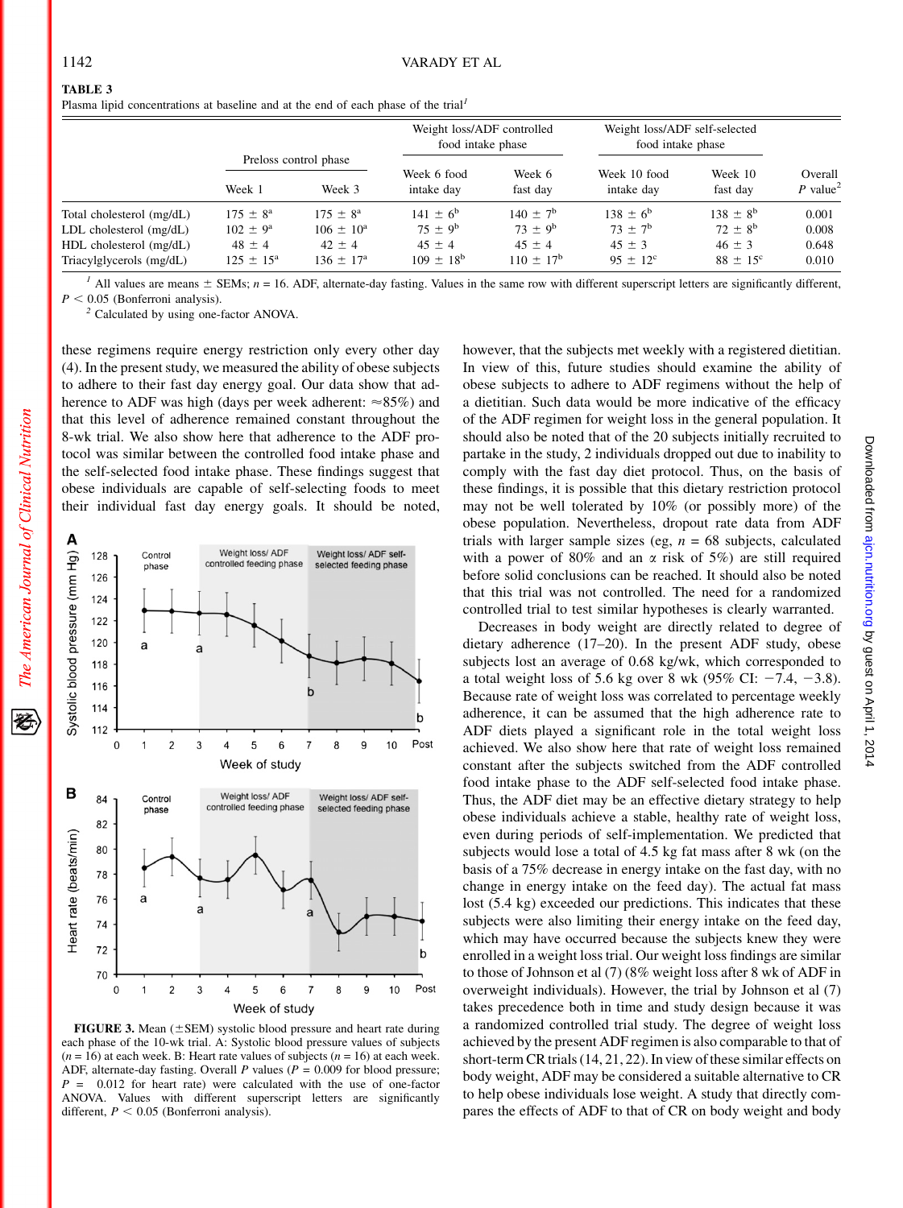**TABLE 3**
Plasma lipid concentrations at baseline and at the end of each phase of the trial[1]

| | Preloss control phase | | Weight loss/ADF controlled food intake phase | | Weight loss/ADF self-selected food intake phase | | |
|---|---|---|---|---|---|---|---|
| | Week 1 | Week 3 | Week 6 food intake day | Week 6 fast day | Week 10 food intake day | Week 10 fast day | Overall $P$ value[2] |
| Total cholesterol (mg/dL) | 175 ± 8[a] | 175 ± 8[a] | 141 ± 6[b] | 140 ± 7[b] | 138 ± 6[b] | 138 ± 8[b] | 0.001 |
| LDL cholesterol (mg/dL) | 102 ± 9[a] | 106 ± 10[a] | 75 ± 9[b] | 73 ± 9[b] | 73 ± 7[b] | 72 ± 8[b] | 0.008 |
| HDL cholesterol (mg/dL) | 48 ± 4 | 42 ± 4 | 45 ± 4 | 45 ± 4 | 45 ± 3 | 46 ± 3 | 0.648 |
| Triacylglycerols (mg/dL) | 125 ± 15[a] | 136 ± 17[a] | 109 ± 18[b] | 110 ± 17[b] | 95 ± 12[c] | 88 ± 15[c] | 0.010 |

[1] All values are means ± SEMs; $n$ = 16. ADF, alternate-day fasting. Values in the same row with different superscript letters are significantly different, $P < 0.05$ (Bonferroni analysis).
[2] Calculated by using one-factor ANOVA.

these regimens require energy restriction only every other day (4). In the present study, we measured the ability of obese subjects to adhere to their fast day energy goal. Our data show that adherence to ADF was high (days per week adherent: ≈85%) and that this level of adherence remained constant throughout the 8-wk trial. We also show here that adherence to the ADF protocol was similar between the controlled food intake phase and the self-selected food intake phase. These findings suggest that obese individuals are capable of self-selecting foods to meet their individual fast day energy goals. It should be noted, however, that the subjects met weekly with a registered dietitian. In view of this, future studies should examine the ability of obese subjects to adhere to ADF regimens without the help of a dietitian. Such data would be more indicative of the efficacy of the ADF regimen for weight loss in the general population. It should also be noted that of the 20 subjects initially recruited to partake in the study, 2 individuals dropped out due to inability to comply with the fast day diet protocol. Thus, on the basis of these findings, it is possible that this dietary restriction protocol may not be well tolerated by 10% (or possibly more) of the obese population. Nevertheless, dropout rate data from ADF trials with larger sample sizes (eg, $n$ = 68 subjects, calculated with a power of 80% and an $\alpha$ risk of 5%) are still required before solid conclusions can be reached. It should also be noted that this trial was not controlled. The need for a randomized controlled trial to test similar hypotheses is clearly warranted.

**FIGURE 3.** Mean (±SEM) systolic blood pressure and heart rate during each phase of the 10-wk trial. A: Systolic blood pressure values of subjects ($n$ = 16) at each week. B: Heart rate values of subjects ($n$ = 16) at each week. ADF, alternate-day fasting. Overall $P$ values ($P$ = 0.009 for blood pressure; $P$ = 0.012 for heart rate) were calculated with the use of one-factor ANOVA. Values with different superscript letters are significantly different, $P < 0.05$ (Bonferroni analysis).

Decreases in body weight are directly related to degree of dietary adherence (17–20). In the present ADF study, obese subjects lost an average of 0.68 kg/wk, which corresponded to a total weight loss of 5.6 kg over 8 wk (95% CI: −7.4, −3.8). Because rate of weight loss was correlated to percentage weekly adherence, it can be assumed that the high adherence rate to ADF diets played a significant role in the total weight loss achieved. We also show here that rate of weight loss remained constant after the subjects switched from the ADF controlled food intake phase to the ADF self-selected food intake phase. Thus, the ADF diet may be an effective dietary strategy to help obese individuals achieve a stable, healthy rate of weight loss, even during periods of self-implementation. We predicted that subjects would lose a total of 4.5 kg fat mass after 8 wk (on the basis of a 75% decrease in energy intake on the fast day, with no change in energy intake on the feed day). The actual fat mass lost (5.4 kg) exceeded our predictions. This indicates that these subjects were also limiting their energy intake on the feed day, which may have occurred because the subjects knew they were enrolled in a weight loss trial. Our weight loss findings are similar to those of Johnson et al (7) (8% weight loss after 8 wk of ADF in overweight individuals). However, the trial by Johnson et al (7) takes precedence both in time and study design because it was a randomized controlled trial study. The degree of weight loss achieved by the present ADF regimen is also comparable to that of short-term CR trials (14, 21, 22). In view of these similar effects on body weight, ADF may be considered a suitable alternative to CR to help obese individuals lose weight. A study that directly compares the effects of ADF to that of CR on body weight and body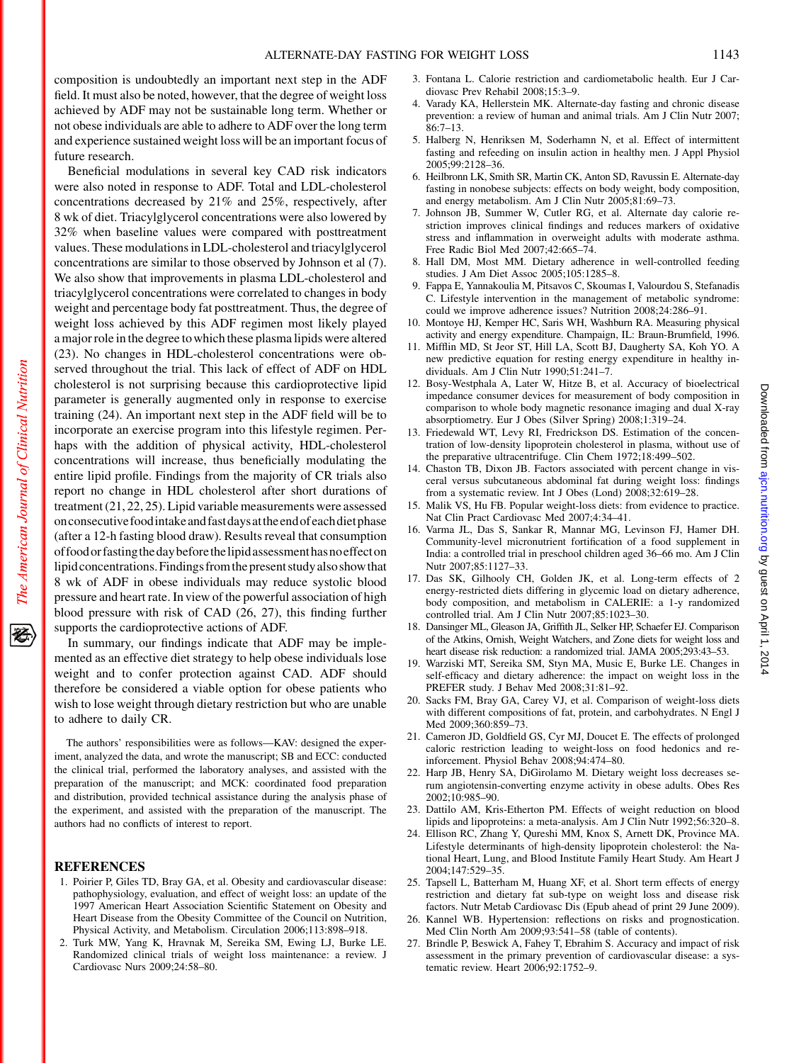composition is undoubtedly an important next step in the ADF field. It must also be noted, however, that the degree of weight loss achieved by ADF may not be sustainable long term. Whether or not obese individuals are able to adhere to ADF over the long term and experience sustained weight loss will be an important focus of future research.

Beneficial modulations in several key CAD risk indicators were also noted in response to ADF. Total and LDL-cholesterol concentrations decreased by 21% and 25%, respectively, after 8 wk of diet. Triacylglycerol concentrations were also lowered by 32% when baseline values were compared with posttreatment values. These modulations in LDL-cholesterol and triacylglycerol concentrations are similar to those observed by Johnson et al (7). We also show that improvements in plasma LDL-cholesterol and triacylglycerol concentrations were correlated to changes in body weight and percentage body fat posttreatment. Thus, the degree of weight loss achieved by this ADF regimen most likely played a major role in the degree to which these plasma lipids were altered (23). No changes in HDL-cholesterol concentrations were observed throughout the trial. This lack of effect of ADF on HDL cholesterol is not surprising because this cardioprotective lipid parameter is generally augmented only in response to exercise training (24). An important next step in the ADF field will be to incorporate an exercise program into this lifestyle regimen. Perhaps with the addition of physical activity, HDL-cholesterol concentrations will increase, thus beneficially modulating the entire lipid profile. Findings from the majority of CR trials also report no change in HDL cholesterol after short durations of treatment (21, 22, 25). Lipid variable measurements were assessed on consecutive food intake and fast days at the end of each diet phase (after a 12-h fasting blood draw). Results reveal that consumption of food or fasting the day before the lipid assessment has no effect on lipid concentrations. Findings from the present study also show that 8 wk of ADF in obese individuals may reduce systolic blood pressure and heart rate. In view of the powerful association of high blood pressure with risk of CAD (26, 27), this finding further supports the cardioprotective actions of ADF.

In summary, our findings indicate that ADF may be implemented as an effective diet strategy to help obese individuals lose weight and to confer protection against CAD. ADF should therefore be considered a viable option for obese patients who wish to lose weight through dietary restriction but who are unable to adhere to daily CR.

The authors' responsibilities were as follows—KAV: designed the experiment, analyzed the data, and wrote the manuscript; SB and ECC: conducted the clinical trial, performed the laboratory analyses, and assisted with the preparation of the manuscript; and MCK: coordinated food preparation and distribution, provided technical assistance during the analysis phase of the experiment, and assisted with the preparation of the manuscript. The authors had no conflicts of interest to report.

## REFERENCES

1. Poirier P, Giles TD, Bray GA, et al. Obesity and cardiovascular disease: pathophysiology, evaluation, and effect of weight loss: an update of the 1997 American Heart Association Scientific Statement on Obesity and Heart Disease from the Obesity Committee of the Council on Nutrition, Physical Activity, and Metabolism. Circulation 2006;113:898–918.
2. Turk MW, Yang K, Hravnak M, Sereika SM, Ewing LJ, Burke LE. Randomized clinical trials of weight loss maintenance: a review. J Cardiovasc Nurs 2009;24:58–80.
3. Fontana L. Calorie restriction and cardiometabolic health. Eur J Cardiovasc Prev Rehabil 2008;15:3–9.
4. Varady KA, Hellerstein MK. Alternate-day fasting and chronic disease prevention: a review of human and animal trials. Am J Clin Nutr 2007;86:7–13.
5. Halberg N, Henriksen M, Soderhamn N, et al. Effect of intermittent fasting and refeeding on insulin action in healthy men. J Appl Physiol 2005;99:2128–36.
6. Heilbronn LK, Smith SR, Martin CK, Anton SD, Ravussin E. Alternate-day fasting in nonobese subjects: effects on body weight, body composition, and energy metabolism. Am J Clin Nutr 2005;81:69–73.
7. Johnson JB, Summer W, Cutler RG, et al. Alternate day calorie restriction improves clinical findings and reduces markers of oxidative stress and inflammation in overweight adults with moderate asthma. Free Radic Biol Med 2007;42:665–74.
8. Hall DM, Most MM. Dietary adherence in well-controlled feeding studies. J Am Diet Assoc 2005;105:1285–8.
9. Fappa E, Yannakoulia M, Pitsavos C, Skoumas I, Valourdou S, Stefanadis C. Lifestyle intervention in the management of metabolic syndrome: could we improve adherence issues? Nutrition 2008;24:286–91.
10. Montoye HJ, Kemper HC, Saris WH, Washburn RA. Measuring physical activity and energy expenditure. Champaign, IL: Braun-Brumfield, 1996.
11. Mifflin MD, St Jeor ST, Hill LA, Scott BJ, Daugherty SA, Koh YO. A new predictive equation for resting energy expenditure in healthy individuals. Am J Clin Nutr 1990;51:241–7.
12. Bosy-Westphala A, Later W, Hitze B, et al. Accuracy of bioelectrical impedance consumer devices for measurement of body composition in comparison to whole body magnetic resonance imaging and dual X-ray absorptiometry. Eur J Obes (Silver Spring) 2008;1:319–24.
13. Friedewald WT, Levy RI, Fredrickson DS. Estimation of the concentration of low-density lipoprotein cholesterol in plasma, without use of the preparative ultracentrifuge. Clin Chem 1972;18:499–502.
14. Chaston TB, Dixon JB. Factors associated with percent change in visceral versus subcutaneous abdominal fat during weight loss: findings from a systematic review. Int J Obes (Lond) 2008;32:619–28.
15. Malik VS, Hu FB. Popular weight-loss diets: from evidence to practice. Nat Clin Pract Cardiovasc Med 2007;4:34–41.
16. Varma JL, Das S, Sankar R, Mannar MG, Levinson FJ, Hamer DH. Community-level micronutrient fortification of a food supplement in India: a controlled trial in preschool children aged 36–66 mo. Am J Clin Nutr 2007;85:1127–33.
17. Das SK, Gilhooly CH, Golden JK, et al. Long-term effects of 2 energy-restricted diets differing in glycemic load on dietary adherence, body composition, and metabolism in CALERIE: a 1-y randomized controlled trial. Am J Clin Nutr 2007;85:1023–30.
18. Dansinger ML, Gleason JA, Griffith JL, Selker HP, Schaefer EJ. Comparison of the Atkins, Ornish, Weight Watchers, and Zone diets for weight loss and heart disease risk reduction: a randomized trial. JAMA 2005;293:43–53.
19. Warziski MT, Sereika SM, Styn MA, Music E, Burke LE. Changes in self-efficacy and dietary adherence: the impact on weight loss in the PREFER study. J Behav Med 2008;31:81–92.
20. Sacks FM, Bray GA, Carey VJ, et al. Comparison of weight-loss diets with different compositions of fat, protein, and carbohydrates. N Engl J Med 2009;360:859–73.
21. Cameron JD, Goldfield GS, Cyr MJ, Doucet E. The effects of prolonged caloric restriction leading to weight-loss on food hedonics and reinforcement. Physiol Behav 2008;94:474–80.
22. Harp JB, Henry SA, DiGirolamo M. Dietary weight loss decreases serum angiotensin-converting enzyme activity in obese adults. Obes Res 2002;10:985–90.
23. Dattilo AM, Kris-Etherton PM. Effects of weight reduction on blood lipids and lipoproteins: a meta-analysis. Am J Clin Nutr 1992;56:320–8.
24. Ellison RC, Zhang Y, Qureshi MM, Knox S, Arnett DK, Province MA. Lifestyle determinants of high-density lipoprotein cholesterol: the National Heart, Lung, and Blood Institute Family Heart Study. Am Heart J 2004;147:529–35.
25. Tapsell L, Batterham M, Huang XF, et al. Short term effects of energy restriction and dietary fat sub-type on weight loss and disease risk factors. Nutr Metab Cardiovasc Dis (Epub ahead of print 29 June 2009).
26. Kannel WB. Hypertension: reflections on risks and prognostication. Med Clin North Am 2009;93:541–58 (table of contents).
27. Brindle P, Beswick A, Fahey T, Ebrahim S. Accuracy and impact of risk assessment in the primary prevention of cardiovascular disease: a systematic review. Heart 2006;92:1752–9.